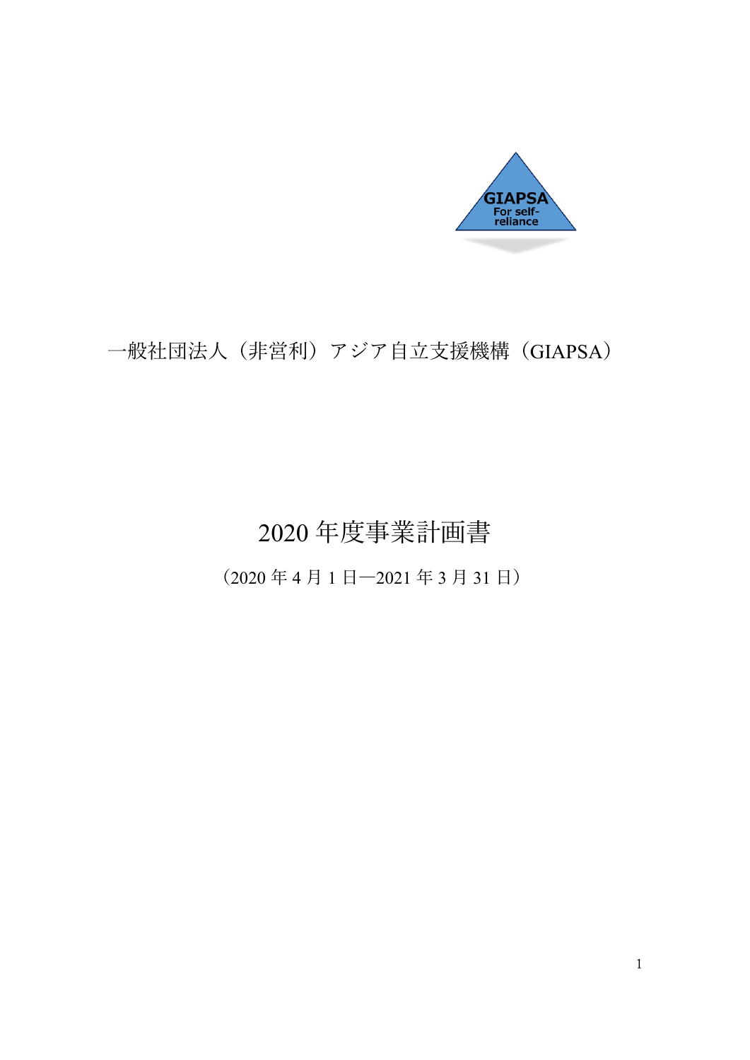GIAPSA
For self-reliance

一般社団法人（非営利）アジア自立支援機構（GIAPSA）

# 2020 年度事業計画書

（2020 年 4 月 1 日—2021 年 3 月 31 日）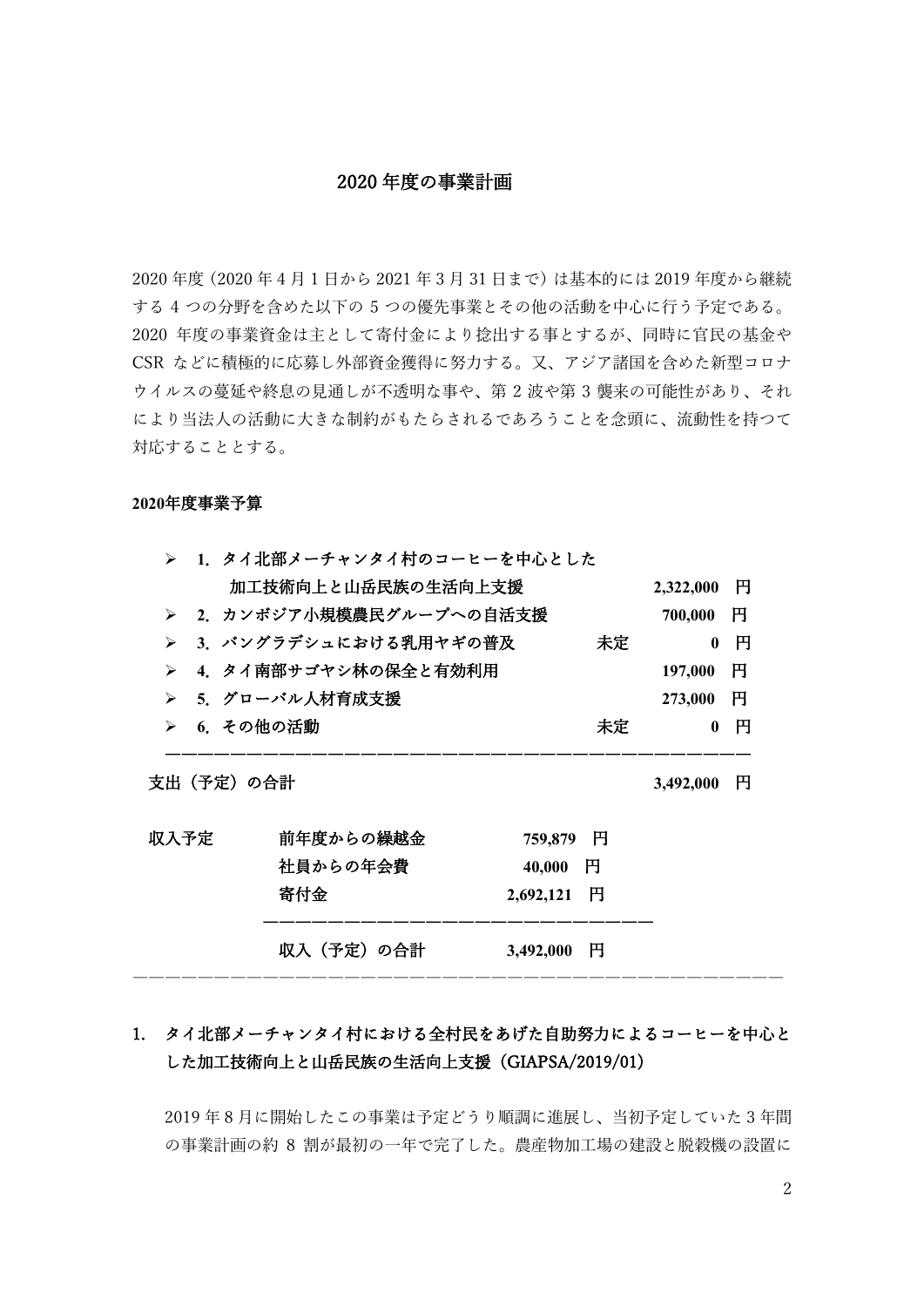# 2020 年度の事業計画

2020 年度（2020 年 4 月 1 日から 2021 年 3 月 31 日まで）は基本的には 2019 年度から継続する 4 つの分野を含めた以下の 5 つの優先事業とその他の活動を中心に行う予定である。2020 年度の事業資金は主として寄付金により捻出する事とするが、同時に官民の基金や CSR などに積極的に応募し外部資金獲得に努力する。又、アジア諸国を含めた新型コロナウイルスの蔓延や終息の見通しが不透明な事や、第 2 波や第 3 襲来の可能性があり、それにより当法人の活動に大きな制約がもたらされるであろうことを念頭に、流動性を持つて対応することとする。

**2020年度事業予算**

| 事業 | | 予算 |
|---|---|---|
| **1. タイ北部メーチャンタイ村のコーヒーを中心とした加工技術向上と山岳民族の生活向上支援** | | **2,322,000 円** |
| **2. カンボジア小規模農民グループへの自活支援** | | **700,000 円** |
| **3. バングラデシュにおける乳用ヤギの普及** | **未定** | **0 円** |
| **4. タイ南部サゴヤシ林の保全と有効利用** | | **197,000 円** |
| **5. グローバル人材育成支援** | | **273,000 円** |
| **6. その他の活動** | **未定** | **0 円** |
| **支出（予定）の合計** | | **3,492,000 円** |

| 収入予定 | | |
|---|---|---|
| | **前年度からの繰越金** | **759,879 円** |
| | **社員からの年会費** | **40,000 円** |
| | **寄付金** | **2,692,121 円** |
| | **収入（予定）の合計** | **3,492,000 円** |

---

## 1. タイ北部メーチャンタイ村における全村民をあげた自助努力によるコーヒーを中心とした加工技術向上と山岳民族の生活向上支援（GIAPSA/2019/01）

2019 年 8 月に開始したこの事業は予定どうり順調に進展し、当初予定していた 3 年間の事業計画の約 8 割が最初の一年で完了した。農産物加工場の建設と脱穀機の設置に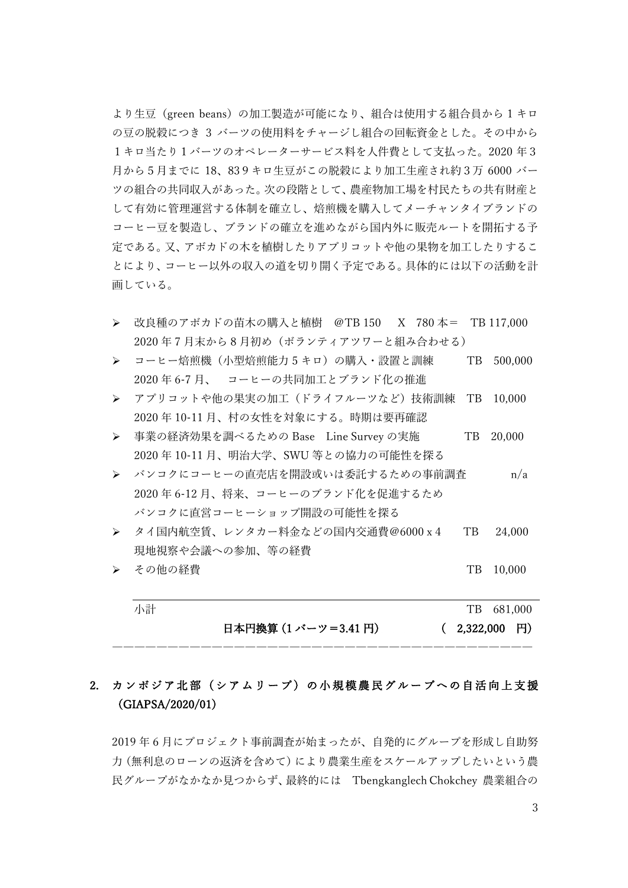より生豆（green beans）の加工製造が可能になり、組合は使用する組合員から 1 キロの豆の脱穀につき 3 バーツの使用料をチャージし組合の回転資金とした。その中から１キロ当たり１バーツのオペレーターサービス料を人件費として支払った。2020 年 3 月から 5 月までに 18、83 9 キロ生豆がこの脱穀により加工生産され約 3 万 6000 バーツの組合の共同収入があった。次の段階として、農産物加工場を村民たちの共有財産として有効に管理運営する体制を確立し、焙煎機を購入してメーチャンタイブランドのコーヒー豆を製造し、ブランドの確立を進めながら国内外に販売ルートを開拓する予定である。又、アボカドの木を植樹したりアプリコットや他の果物を加工したりすることにより、コーヒー以外の収入の道を切り開く予定である。具体的には以下の活動を計画している。

- 改良種のアボカドの苗木の購入と植樹　@TB 150　X　780 本＝　TB 117,000
  2020 年 7 月末から 8 月初め（ボランティアツワーと組み合わせる）
- コーヒー焙煎機（小型焙煎能力 5 キロ）の購入・設置と訓練　TB　500,000
  2020 年 6-7 月、　コーヒーの共同加工とブランド化の推進
- アプリコットや他の果実の加工（ドライフルーツなど）技術訓練　TB　10,000
  2020 年 10-11 月、村の女性を対象にする。時期は要再確認
- 事業の経済効果を調べるための Base　Line Survey の実施　TB　20,000
  2020 年 10-11 月、明治大学、SWU 等との協力の可能性を探る
- バンコクにコーヒーの直売店を開設或いは委託するための事前調査　n/a
  2020 年 6-12 月、将来、コーヒーのブランド化を促進するため
  バンコクに直営コーヒーショップ開設の可能性を探る
- タイ国内航空賃、レンタカー料金などの国内交通費＠6000 x 4　TB　24,000
  現地視察や会議への参加、等の経費
- その他の経費　TB　10,000

小計　TB　681,000

**日本円換算 (1 バーツ＝3.41 円)　(　2,322,000　円)**

————————————————————————————————————————

## 2. カンボジア北部（シアムリープ）の小規模農民グループへの自活向上支援（GIAPSA/2020/01）

2019 年 6 月にプロジェクト事前調査が始まったが、自発的にグループを形成し自助努力（無利息のローンの返済を含めて）により農業生産をスケールアップしたいという農民グループがなかなか見つからず、最終的には　Tbengkanglech Chokchey 農業組合の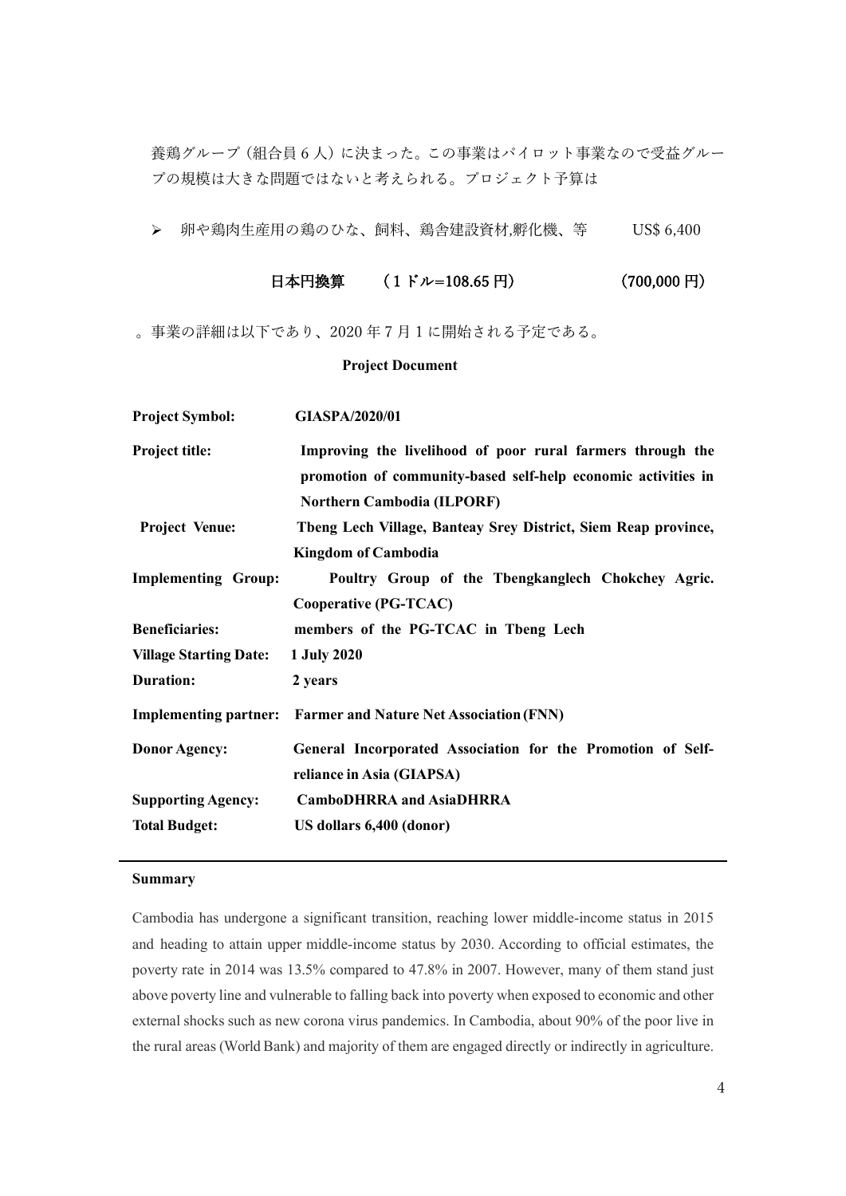養鶏グループ（組合員 6 人）に決まった。この事業はパイロット事業なので受益グループの規模は大きな問題ではないと考えられる。プロジェクト予算は

- 卵や鶏肉生産用の鶏のひな、飼料、鶏舎建設資材,孵化機、等　　US$ 6,400

**日本円換算　（1 ドル=108.65 円）　　（700,000 円）**

。事業の詳細は以下であり、2020 年 7 月 1 に開始される予定である。

**Project Document**

| | |
|---|---|
| **Project Symbol:** | **GIASPA/2020/01** |
| **Project title:** | **Improving the livelihood of poor rural farmers through the promotion of community-based self-help economic activities in Northern Cambodia (ILPORF)** |
| **Project Venue:** | **Tbeng Lech Village, Banteay Srey District, Siem Reap province, Kingdom of Cambodia** |
| **Implementing Group:** | **Poultry Group of the Tbengkanglech Chokchey Agric. Cooperative (PG-TCAC)** |
| **Beneficiaries:** | **members of the PG-TCAC in Tbeng Lech** |
| **Village Starting Date:** | **1 July 2020** |
| **Duration:** | **2 years** |
| **Implementing partner:** | **Farmer and Nature Net Association (FNN)** |
| **Donor Agency:** | **General Incorporated Association for the Promotion of Self-reliance in Asia (GIAPSA)** |
| **Supporting Agency:** | **CamboDHRRA and AsiaDHRRA** |
| **Total Budget:** | **US dollars 6,400 (donor)** |

---

**Summary**

Cambodia has undergone a significant transition, reaching lower middle-income status in 2015 and heading to attain upper middle-income status by 2030. According to official estimates, the poverty rate in 2014 was 13.5% compared to 47.8% in 2007. However, many of them stand just above poverty line and vulnerable to falling back into poverty when exposed to economic and other external shocks such as new corona virus pandemics. In Cambodia, about 90% of the poor live in the rural areas (World Bank) and majority of them are engaged directly or indirectly in agriculture.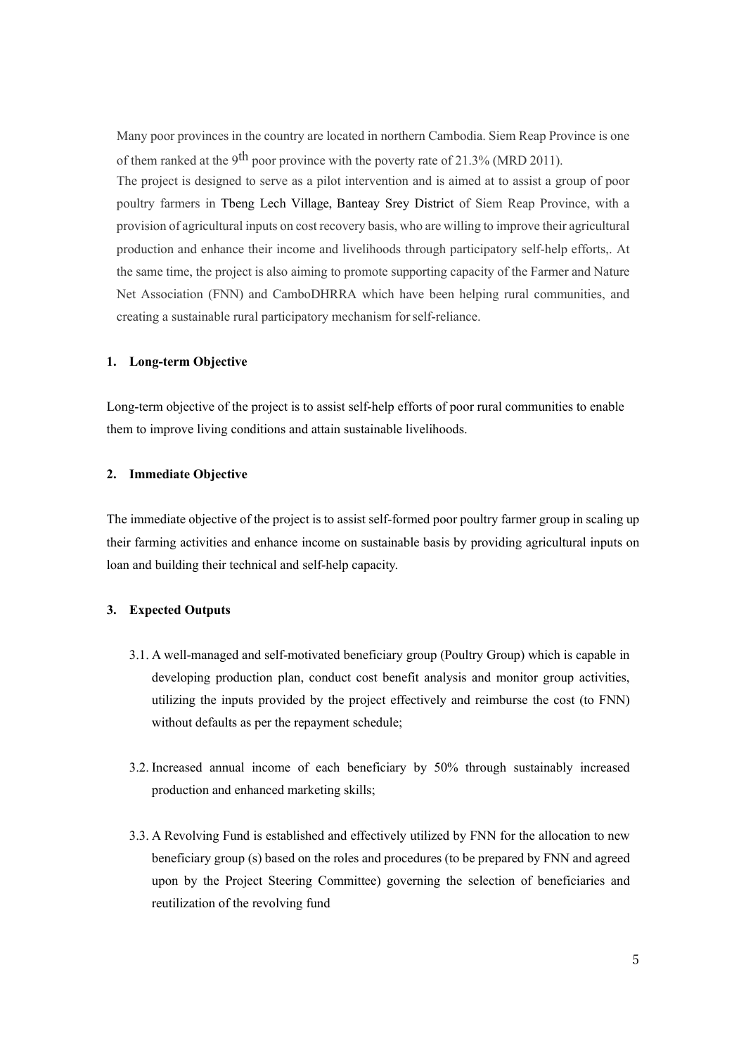Many poor provinces in the country are located in northern Cambodia. Siem Reap Province is one of them ranked at the 9th poor province with the poverty rate of 21.3% (MRD 2011).

The project is designed to serve as a pilot intervention and is aimed at to assist a group of poor poultry farmers in Tbeng Lech Village, Banteay Srey District of Siem Reap Province, with a provision of agricultural inputs on cost recovery basis, who are willing to improve their agricultural production and enhance their income and livelihoods through participatory self-help efforts,. At the same time, the project is also aiming to promote supporting capacity of the Farmer and Nature Net Association (FNN) and CamboDHRRA which have been helping rural communities, and creating a sustainable rural participatory mechanism for self-reliance.

## 1. Long-term Objective

Long-term objective of the project is to assist self-help efforts of poor rural communities to enable them to improve living conditions and attain sustainable livelihoods.

## 2. Immediate Objective

The immediate objective of the project is to assist self-formed poor poultry farmer group in scaling up their farming activities and enhance income on sustainable basis by providing agricultural inputs on loan and building their technical and self-help capacity.

## 3. Expected Outputs

3.1. A well-managed and self-motivated beneficiary group (Poultry Group) which is capable in developing production plan, conduct cost benefit analysis and monitor group activities, utilizing the inputs provided by the project effectively and reimburse the cost (to FNN) without defaults as per the repayment schedule;

3.2. Increased annual income of each beneficiary by 50% through sustainably increased production and enhanced marketing skills;

3.3. A Revolving Fund is established and effectively utilized by FNN for the allocation to new beneficiary group (s) based on the roles and procedures (to be prepared by FNN and agreed upon by the Project Steering Committee) governing the selection of beneficiaries and reutilization of the revolving fund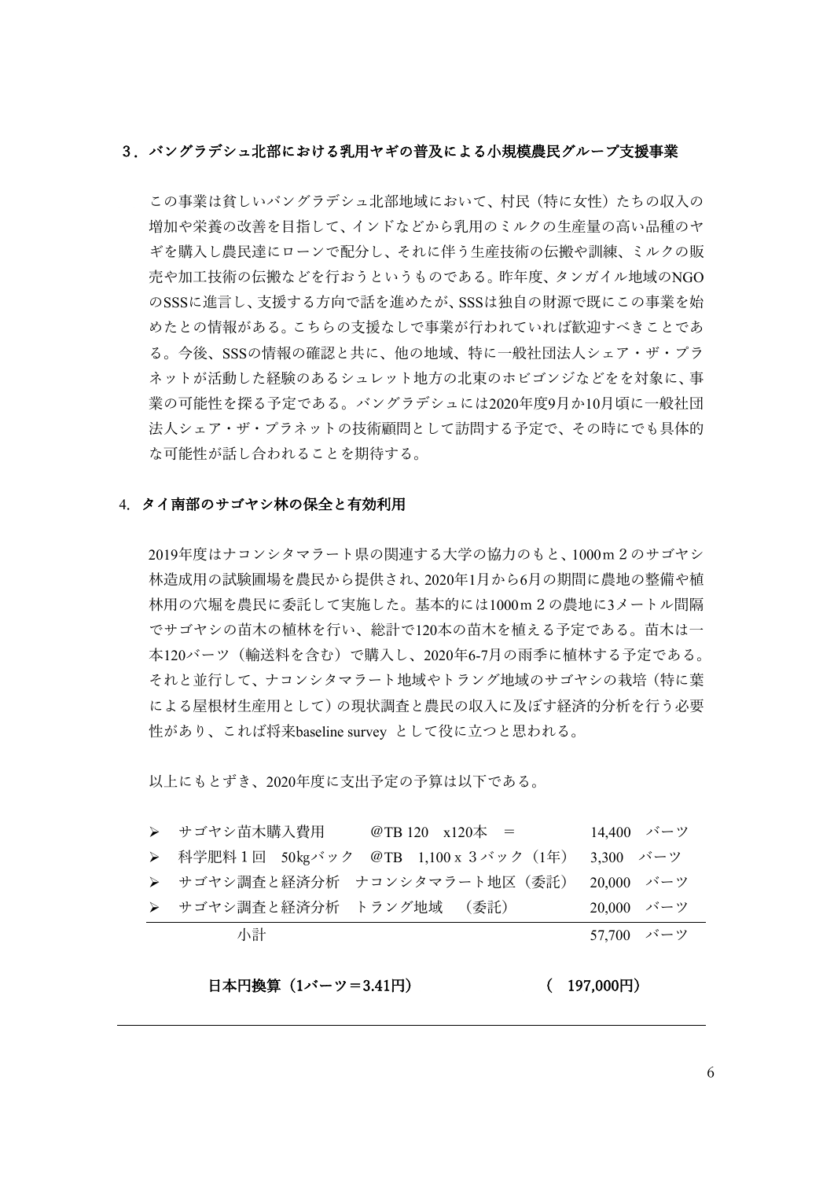### 3．バングラデシュ北部における乳用ヤギの普及による小規模農民グループ支援事業

この事業は貧しいバングラデシュ北部地域において、村民（特に女性）たちの収入の増加や栄養の改善を目指して、インドなどから乳用のミルクの生産量の高い品種のヤギを購入し農民達にローンで配分し、それに伴う生産技術の伝搬や訓練、ミルクの販売や加工技術の伝搬などを行おうというものである。昨年度、タンガイル地域のNGOのSSSに進言し、支援する方向で話を進めたが、SSSは独自の財源で既にこの事業を始めたとの情報がある。こちらの支援なしで事業が行われていれば歓迎すべきことである。今後、SSSの情報の確認と共に、他の地域、特に一般社団法人シェア・ザ・プラネットが活動した経験のあるシュレット地方の北東のホビゴンジなどをを対象に、事業の可能性を探る予定である。バングラデシュには2020年度9月か10月頃に一般社団法人シェア・ザ・プラネットの技術顧問として訪問する予定で、その時にでも具体的な可能性が話し合われることを期待する。

### 4. タイ南部のサゴヤシ林の保全と有効利用

2019年度はナコンシタマラート県の関連する大学の協力のもと、1000ｍ２のサゴヤシ林造成用の試験圃場を農民から提供され、2020年1月から6月の期間に農地の整備や植林用の穴堀を農民に委託して実施した。基本的には1000ｍ２の農地に3メートル間隔でサゴヤシの苗木の植林を行い、総計で120本の苗木を植える予定である。苗木は一本120バーツ（輸送料を含む）で購入し、2020年6-7月の雨季に植林する予定である。それと並行して、ナコンシタマラート地域やトラング地域のサゴヤシの栽培（特に葉による屋根材生産用として）の現状調査と農民の収入に及ぼす経済的分析を行う必要性があり、これは将来baseline survey として役に立つと思われる。

以上にもとずき、2020年度に支出予定の予算は以下である。

- サゴヤシ苗木購入費用　　@TB 120　x120本　＝　　14,400　バーツ
- 科学肥料１回　50kgバック　@TB　1,100 x ３バック（1年）　3,300　バーツ
- サゴヤシ調査と経済分析　ナコンシタマラート地区（委託）　20,000　バーツ
- サゴヤシ調査と経済分析　トラング地域　（委託）　20,000　バーツ

小計　57,700　バーツ

**日本円換算（1バーツ＝3.41円）　（　197,000円）**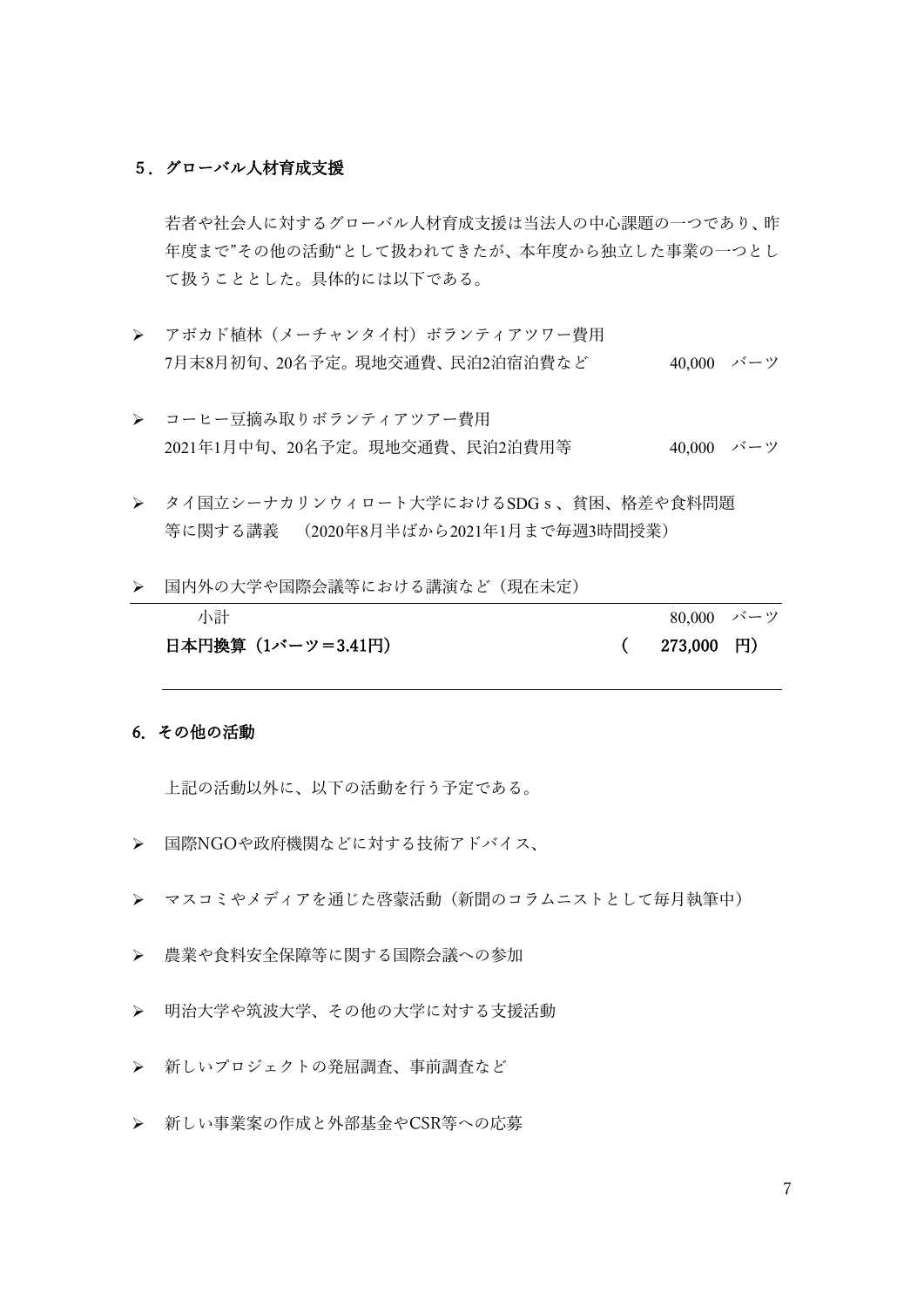## 5．グローバル人材育成支援

若者や社会人に対するグローバル人材育成支援は当法人の中心課題の一つであり、昨年度まで”その他の活動“として扱われてきたが、本年度から独立した事業の一つとして扱うこととした。具体的には以下である。

- アボカド植林（メーチャンタイ村）ボランティアツワー費用
  7月末8月初旬、20名予定。現地交通費、民泊2泊宿泊費など　　40,000 バーツ

- コーヒー豆摘み取りボランティアツアー費用
  2021年1月中旬、20名予定。現地交通費、民泊2泊費用等　　40,000 バーツ

- タイ国立シーナカリンウィロート大学におけるSDG s 、貧困、格差や食料問題等に関する講義　（2020年8月半ばから2021年1月まで毎週3時間授業）

- 国内外の大学や国際会議等における講演など（現在未定）

| | |
|---|---|
| 小計 | 80,000 バーツ |
| **日本円換算（1バーツ＝3.41円）** | **（ 273,000 円）** |

## 6. その他の活動

上記の活動以外に、以下の活動を行う予定である。

- 国際NGOや政府機関などに対する技術アドバイス、
- マスコミやメディアを通じた啓蒙活動（新聞のコラムニストとして毎月執筆中）
- 農業や食料安全保障等に関する国際会議への参加
- 明治大学や筑波大学、その他の大学に対する支援活動
- 新しいプロジェクトの発屈調査、事前調査など
- 新しい事業案の作成と外部基金やCSR等への応募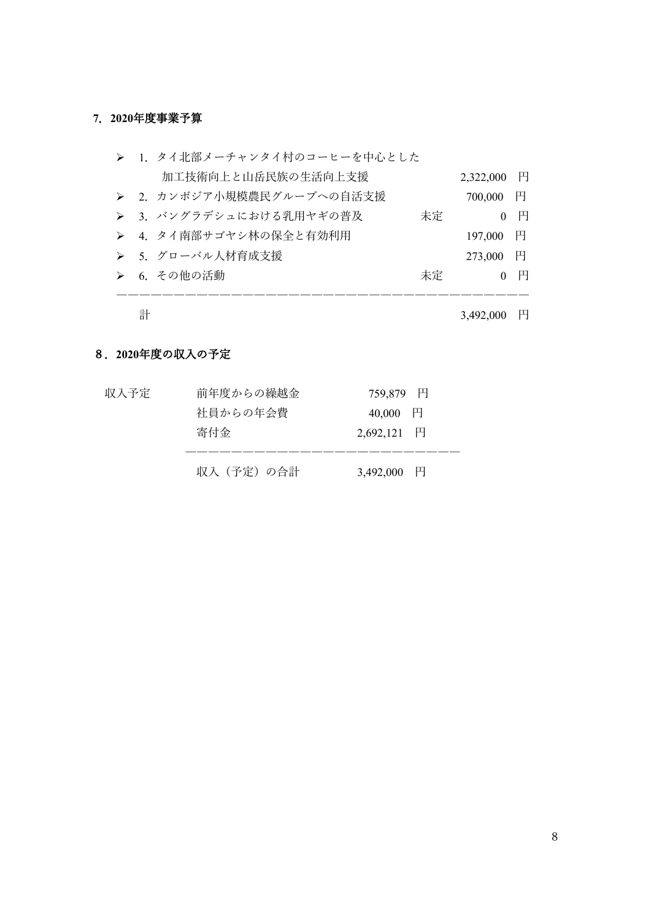### 7. 2020年度事業予算

| | | | |
|---|---|---|---|
| ➢ 1. タイ北部メーチャンタイ村のコーヒーを中心とした加工技術向上と山岳民族の生活向上支援 | | 2,322,000 | 円 |
| ➢ 2. カンボジア小規模農民グループへの自活支援 | | 700,000 | 円 |
| ➢ 3. バングラデシュにおける乳用ヤギの普及 | 未定 | 0 | 円 |
| ➢ 4. タイ南部サゴヤシ林の保全と有効利用 | | 197,000 | 円 |
| ➢ 5. グローバル人材育成支援 | | 273,000 | 円 |
| ➢ 6. その他の活動 | 未定 | 0 | 円 |
| 計 | | 3,492,000 | 円 |

### 8．2020年度の収入の予定

| | | | |
|---|---|---|---|
| 収入予定 | 前年度からの繰越金 | 759,879 | 円 |
| | 社員からの年会費 | 40,000 | 円 |
| | 寄付金 | 2,692,121 | 円 |
| | 収入（予定）の合計 | 3,492,000 | 円 |